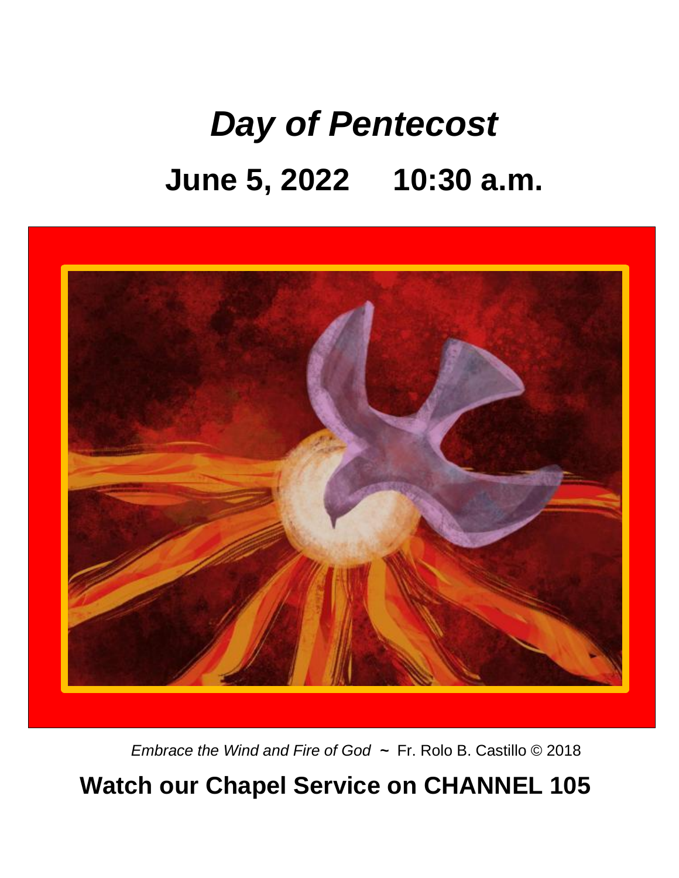# *Day of Pentecost*

## June 5, 2022     10:30 a.m.

*Embrace the Wind and Fire of God* ~ Fr. Rolo B. Castillo © 2018

**Watch our Chapel Service on CHANNEL 105**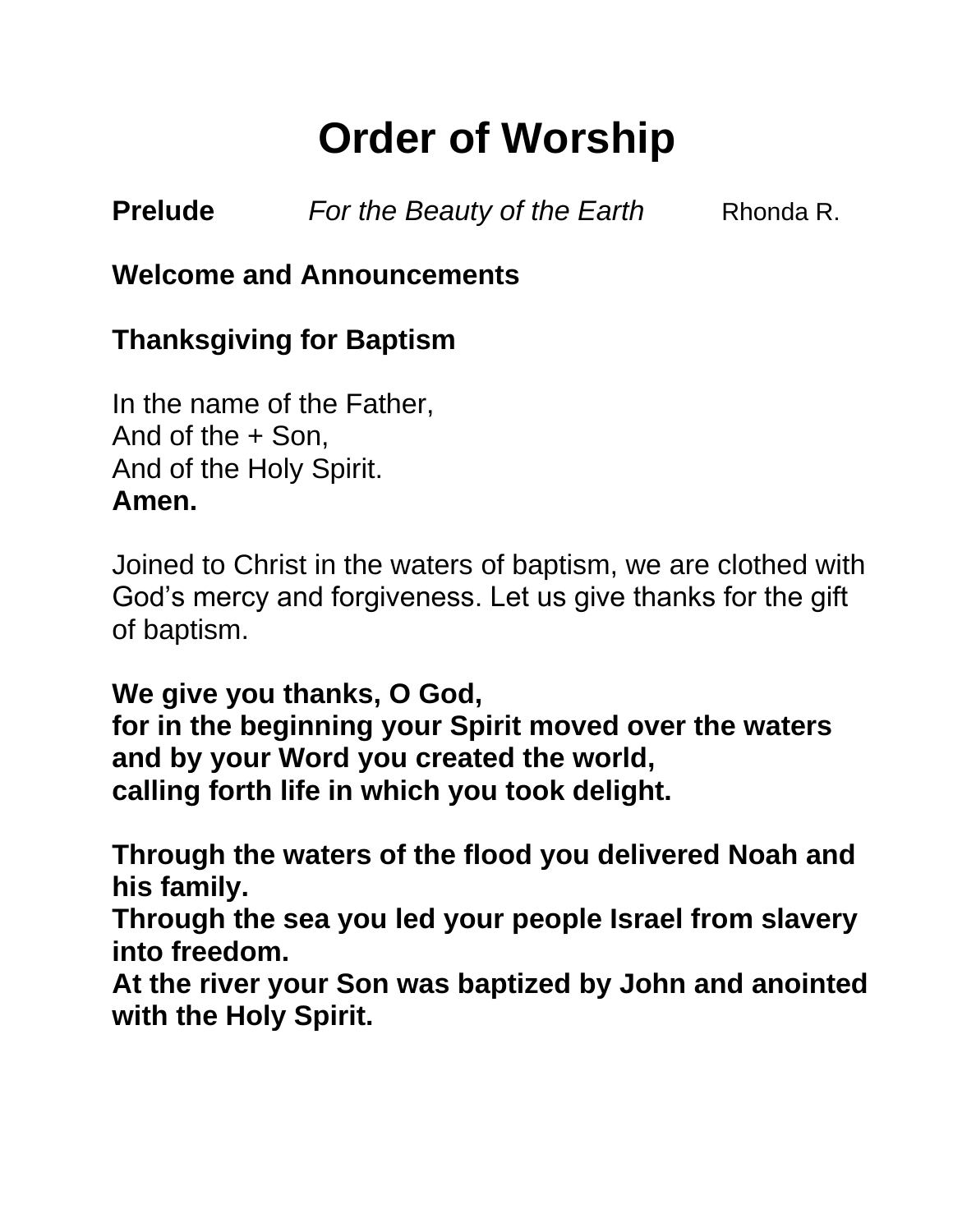# Order of Worship

**Prelude** *For the Beauty of the Earth* Rhonda R.

**Welcome and Announcements**

**Thanksgiving for Baptism**

In the name of the Father,
And of the + Son,
And of the Holy Spirit.
**Amen.**

Joined to Christ in the waters of baptism, we are clothed with God's mercy and forgiveness. Let us give thanks for the gift of baptism.

**We give you thanks, O God,**
**for in the beginning your Spirit moved over the waters**
**and by your Word you created the world,**
**calling forth life in which you took delight.**

**Through the waters of the flood you delivered Noah and his family.**
**Through the sea you led your people Israel from slavery into freedom.**
**At the river your Son was baptized by John and anointed with the Holy Spirit.**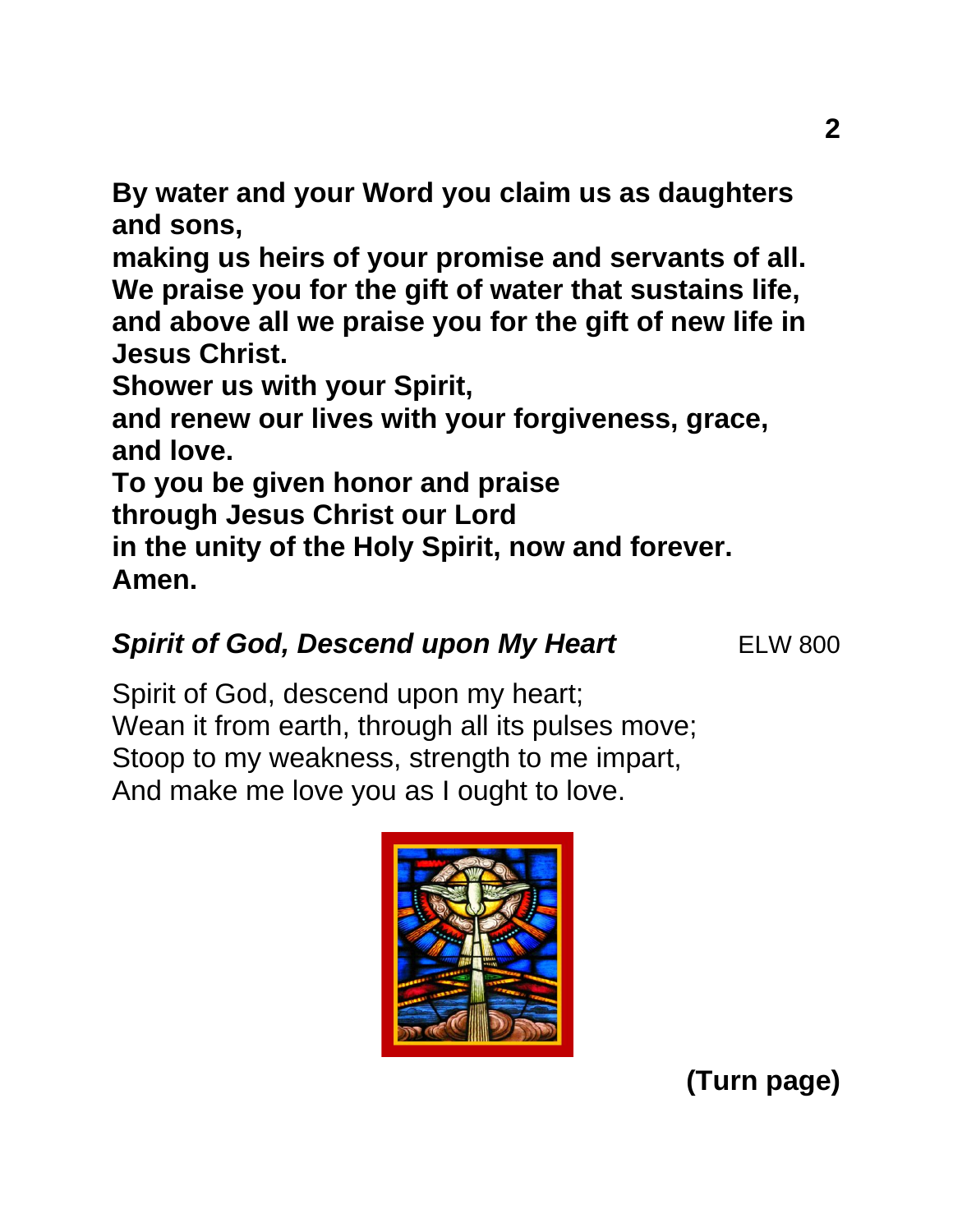**By water and your Word you claim us as daughters and sons,**
**making us heirs of your promise and servants of all.**
**We praise you for the gift of water that sustains life,**
**and above all we praise you for the gift of new life in Jesus Christ.**
**Shower us with your Spirit,**
**and renew our lives with your forgiveness, grace, and love.**
**To you be given honor and praise**
**through Jesus Christ our Lord**
**in the unity of the Holy Spirit, now and forever.**
**Amen.**

***Spirit of God, Descend upon My Heart*** ELW 800

Spirit of God, descend upon my heart;
Wean it from earth, through all its pulses move;
Stoop to my weakness, strength to me impart,
And make me love you as I ought to love.

**(Turn page)**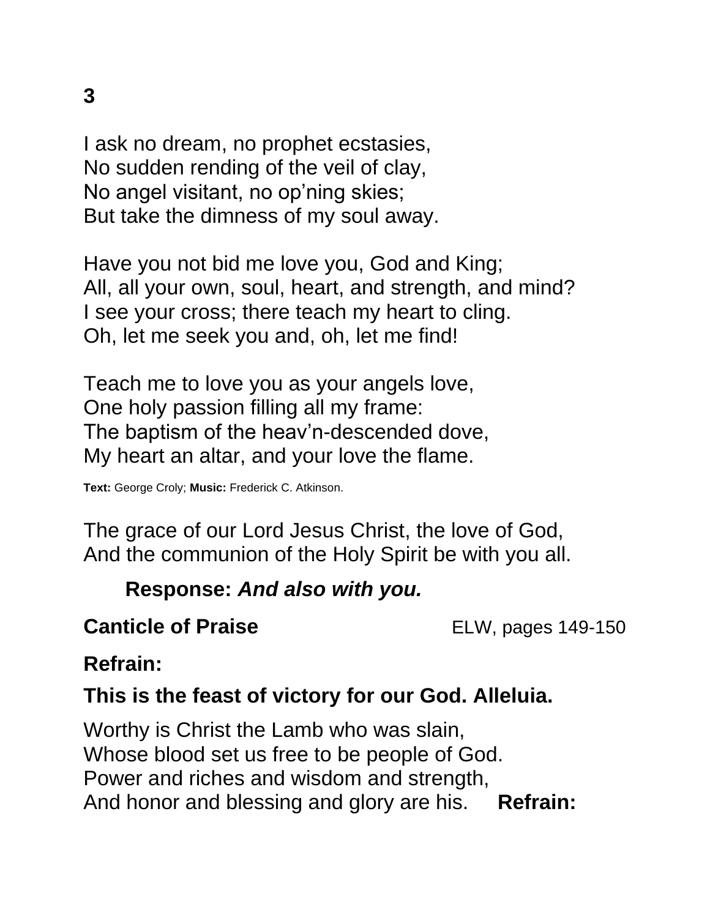**3**

I ask no dream, no prophet ecstasies,
No sudden rending of the veil of clay,
No angel visitant, no op'ning skies;
But take the dimness of my soul away.

Have you not bid me love you, God and King;
All, all your own, soul, heart, and strength, and mind?
I see your cross; there teach my heart to cling.
Oh, let me seek you and, oh, let me find!

Teach me to love you as your angels love,
One holy passion filling all my frame:
The baptism of the heav'n-descended dove,
My heart an altar, and your love the flame.

**Text:** George Croly; **Music:** Frederick C. Atkinson.

The grace of our Lord Jesus Christ, the love of God,
And the communion of the Holy Spirit be with you all.

**Response:** ***And also with you.***

**Canticle of Praise** ELW, pages 149-150

**Refrain:**

**This is the feast of victory for our God. Alleluia.**

Worthy is Christ the Lamb who was slain,
Whose blood set us free to be people of God.
Power and riches and wisdom and strength,
And honor and blessing and glory are his. **Refrain:**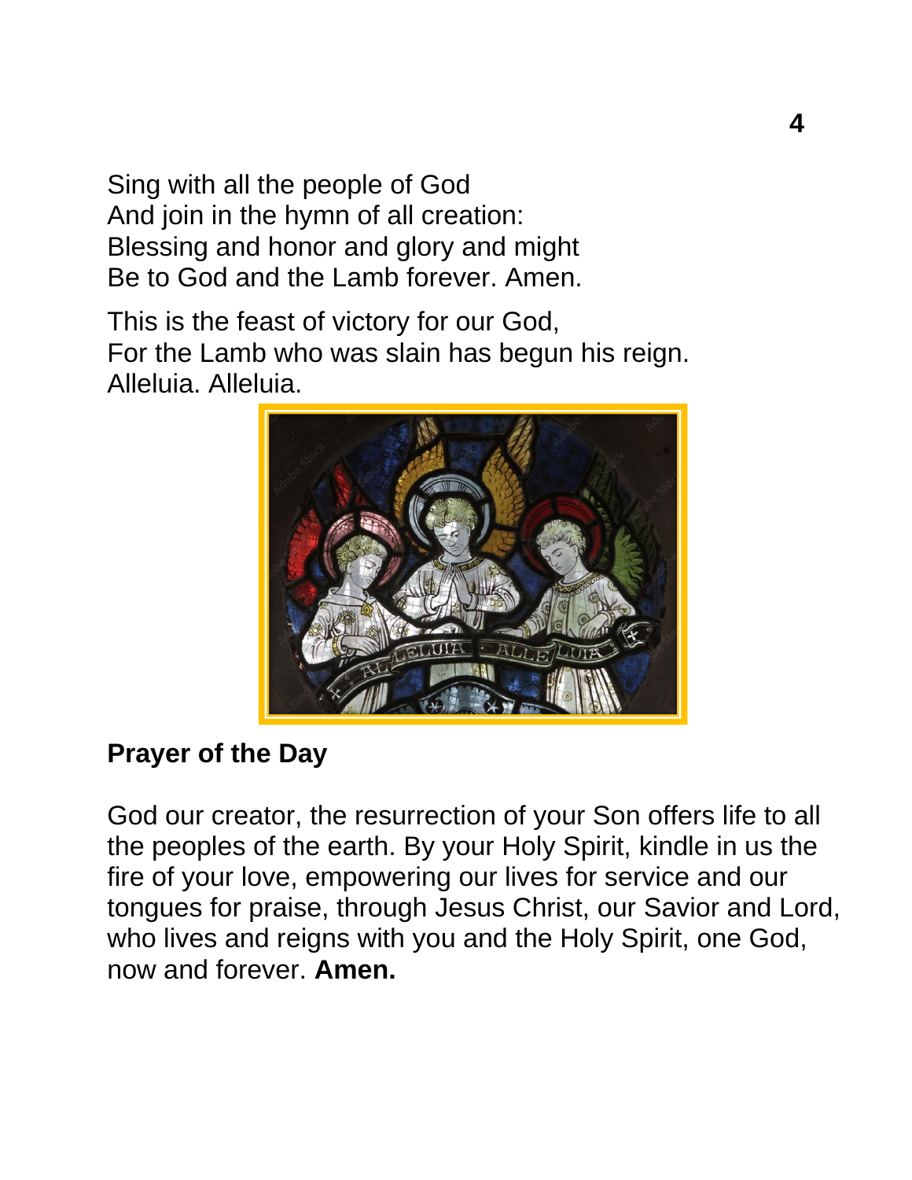Sing with all the people of God
And join in the hymn of all creation:
Blessing and honor and glory and might
Be to God and the Lamb forever. Amen.

This is the feast of victory for our God,
For the Lamb who was slain has begun his reign.
Alleluia. Alleluia.

**Prayer of the Day**

God our creator, the resurrection of your Son offers life to all the peoples of the earth. By your Holy Spirit, kindle in us the fire of your love, empowering our lives for service and our tongues for praise, through Jesus Christ, our Savior and Lord, who lives and reigns with you and the Holy Spirit, one God, now and forever. **Amen.**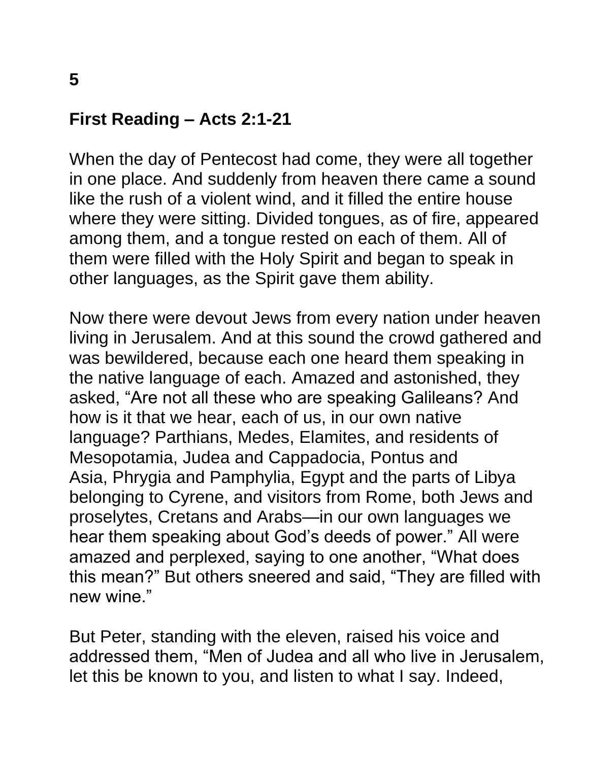## First Reading – Acts 2:1-21

When the day of Pentecost had come, they were all together in one place. And suddenly from heaven there came a sound like the rush of a violent wind, and it filled the entire house where they were sitting. Divided tongues, as of fire, appeared among them, and a tongue rested on each of them. All of them were filled with the Holy Spirit and began to speak in other languages, as the Spirit gave them ability.

Now there were devout Jews from every nation under heaven living in Jerusalem. And at this sound the crowd gathered and was bewildered, because each one heard them speaking in the native language of each. Amazed and astonished, they asked, "Are not all these who are speaking Galileans? And how is it that we hear, each of us, in our own native language? Parthians, Medes, Elamites, and residents of Mesopotamia, Judea and Cappadocia, Pontus and Asia, Phrygia and Pamphylia, Egypt and the parts of Libya belonging to Cyrene, and visitors from Rome, both Jews and proselytes, Cretans and Arabs—in our own languages we hear them speaking about God's deeds of power." All were amazed and perplexed, saying to one another, "What does this mean?" But others sneered and said, "They are filled with new wine."

But Peter, standing with the eleven, raised his voice and addressed them, "Men of Judea and all who live in Jerusalem, let this be known to you, and listen to what I say. Indeed,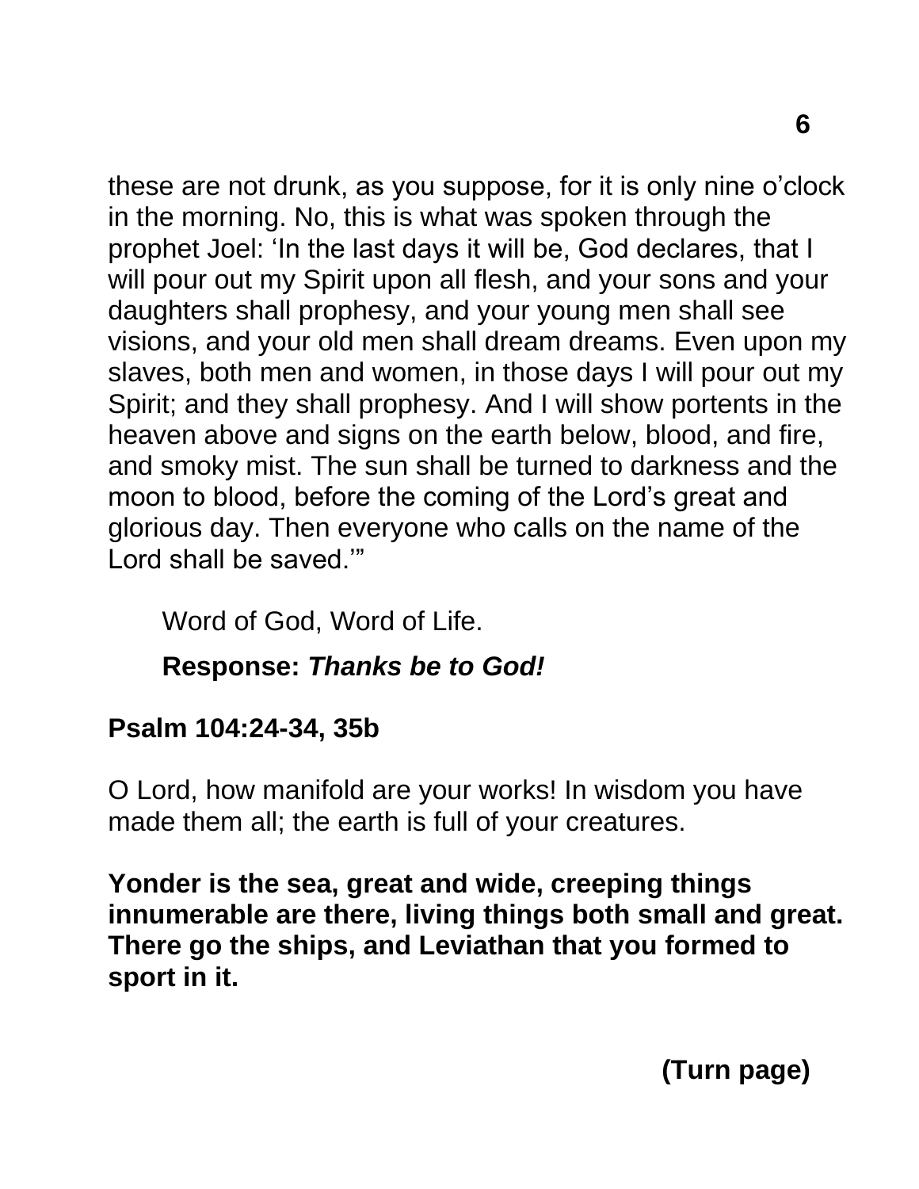these are not drunk, as you suppose, for it is only nine o'clock in the morning. No, this is what was spoken through the prophet Joel: 'In the last days it will be, God declares, that I will pour out my Spirit upon all flesh, and your sons and your daughters shall prophesy, and your young men shall see visions, and your old men shall dream dreams. Even upon my slaves, both men and women, in those days I will pour out my Spirit; and they shall prophesy. And I will show portents in the heaven above and signs on the earth below, blood, and fire, and smoky mist. The sun shall be turned to darkness and the moon to blood, before the coming of the Lord's great and glorious day. Then everyone who calls on the name of the Lord shall be saved.'"

Word of God, Word of Life.

**Response:** ***Thanks be to God!***

**Psalm 104:24-34, 35b**

O Lord, how manifold are your works! In wisdom you have made them all; the earth is full of your creatures.

**Yonder is the sea, great and wide, creeping things innumerable are there, living things both small and great. There go the ships, and Leviathan that you formed to sport in it.**

**(Turn page)**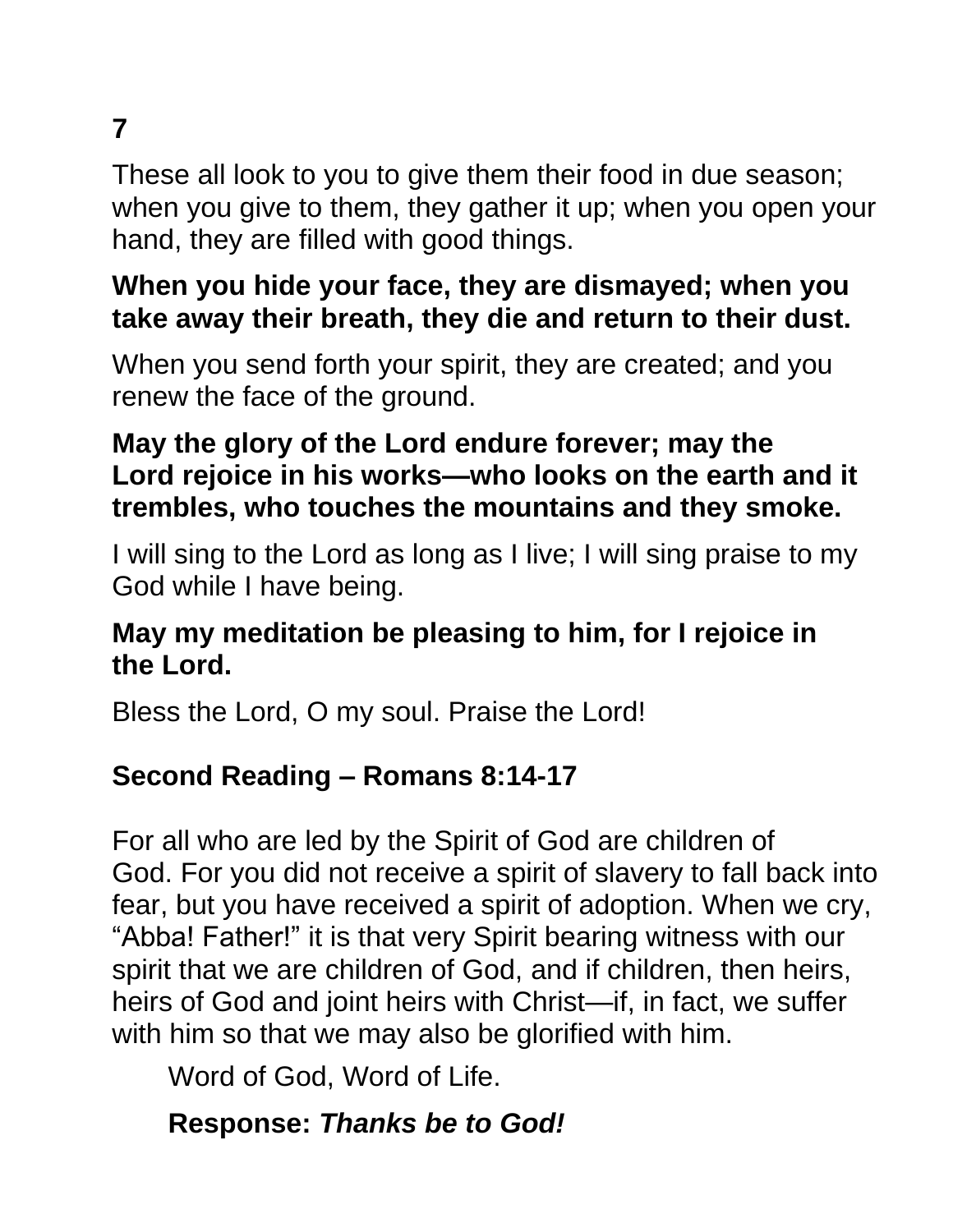**7**

These all look to you to give them their food in due season; when you give to them, they gather it up; when you open your hand, they are filled with good things.

**When you hide your face, they are dismayed; when you take away their breath, they die and return to their dust.**

When you send forth your spirit, they are created; and you renew the face of the ground.

**May the glory of the Lord endure forever; may the Lord rejoice in his works—who looks on the earth and it trembles, who touches the mountains and they smoke.**

I will sing to the Lord as long as I live; I will sing praise to my God while I have being.

**May my meditation be pleasing to him, for I rejoice in the Lord.**

Bless the Lord, O my soul. Praise the Lord!

## Second Reading – Romans 8:14-17

For all who are led by the Spirit of God are children of God. For you did not receive a spirit of slavery to fall back into fear, but you have received a spirit of adoption. When we cry, “Abba! Father!” it is that very Spirit bearing witness with our spirit that we are children of God, and if children, then heirs, heirs of God and joint heirs with Christ—if, in fact, we suffer with him so that we may also be glorified with him.

Word of God, Word of Life.

**Response:** ***Thanks be to God!***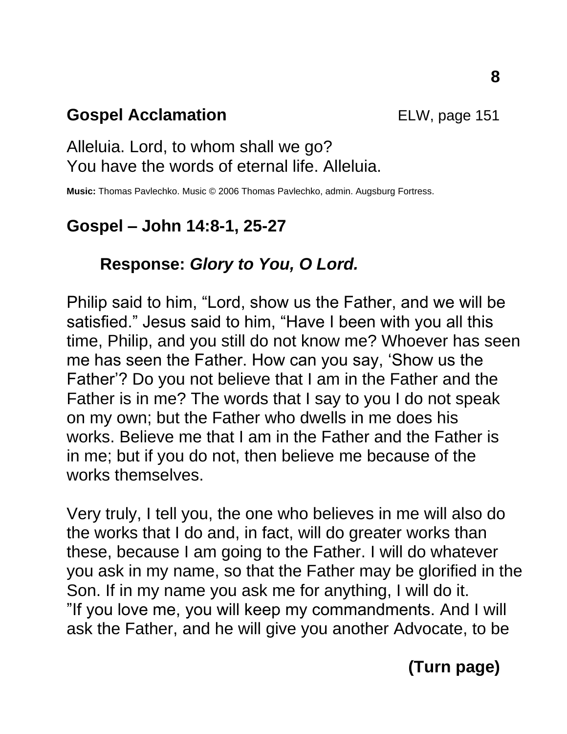## Gospel Acclamation

ELW, page 151

Alleluia. Lord, to whom shall we go?
You have the words of eternal life. Alleluia.

**Music:** Thomas Pavlechko. Music © 2006 Thomas Pavlechko, admin. Augsburg Fortress.

## Gospel – John 14:8-1, 25-27

**Response:** ***Glory to You, O Lord.***

Philip said to him, "Lord, show us the Father, and we will be satisfied." Jesus said to him, "Have I been with you all this time, Philip, and you still do not know me? Whoever has seen me has seen the Father. How can you say, 'Show us the Father'? Do you not believe that I am in the Father and the Father is in me? The words that I say to you I do not speak on my own; but the Father who dwells in me does his works. Believe me that I am in the Father and the Father is in me; but if you do not, then believe me because of the works themselves.

Very truly, I tell you, the one who believes in me will also do the works that I do and, in fact, will do greater works than these, because I am going to the Father. I will do whatever you ask in my name, so that the Father may be glorified in the Son. If in my name you ask me for anything, I will do it.
"If you love me, you will keep my commandments. And I will ask the Father, and he will give you another Advocate, to be

**(Turn page)**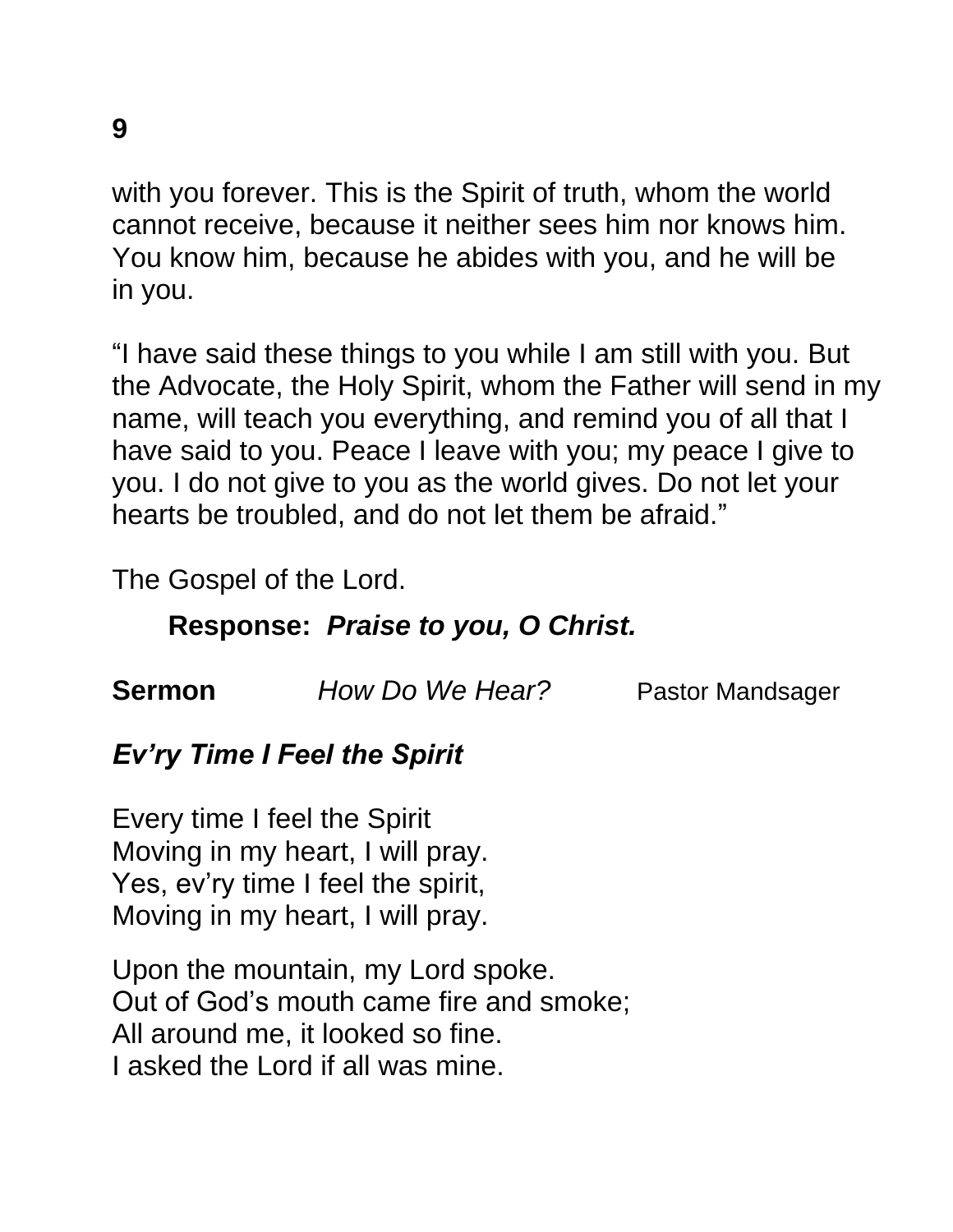with you forever. This is the Spirit of truth, whom the world cannot receive, because it neither sees him nor knows him. You know him, because he abides with you, and he will be in you.

“I have said these things to you while I am still with you. But the Advocate, the Holy Spirit, whom the Father will send in my name, will teach you everything, and remind you of all that I have said to you. Peace I leave with you; my peace I give to you. I do not give to you as the world gives. Do not let your hearts be troubled, and do not let them be afraid.”

The Gospel of the Lord.

**Response:** ***Praise to you, O Christ.***

**Sermon** *How Do We Hear?* Pastor Mandsager

***Ev’ry Time I Feel the Spirit***

Every time I feel the Spirit
Moving in my heart, I will pray.
Yes, ev’ry time I feel the spirit,
Moving in my heart, I will pray.

Upon the mountain, my Lord spoke.
Out of God’s mouth came fire and smoke;
All around me, it looked so fine.
I asked the Lord if all was mine.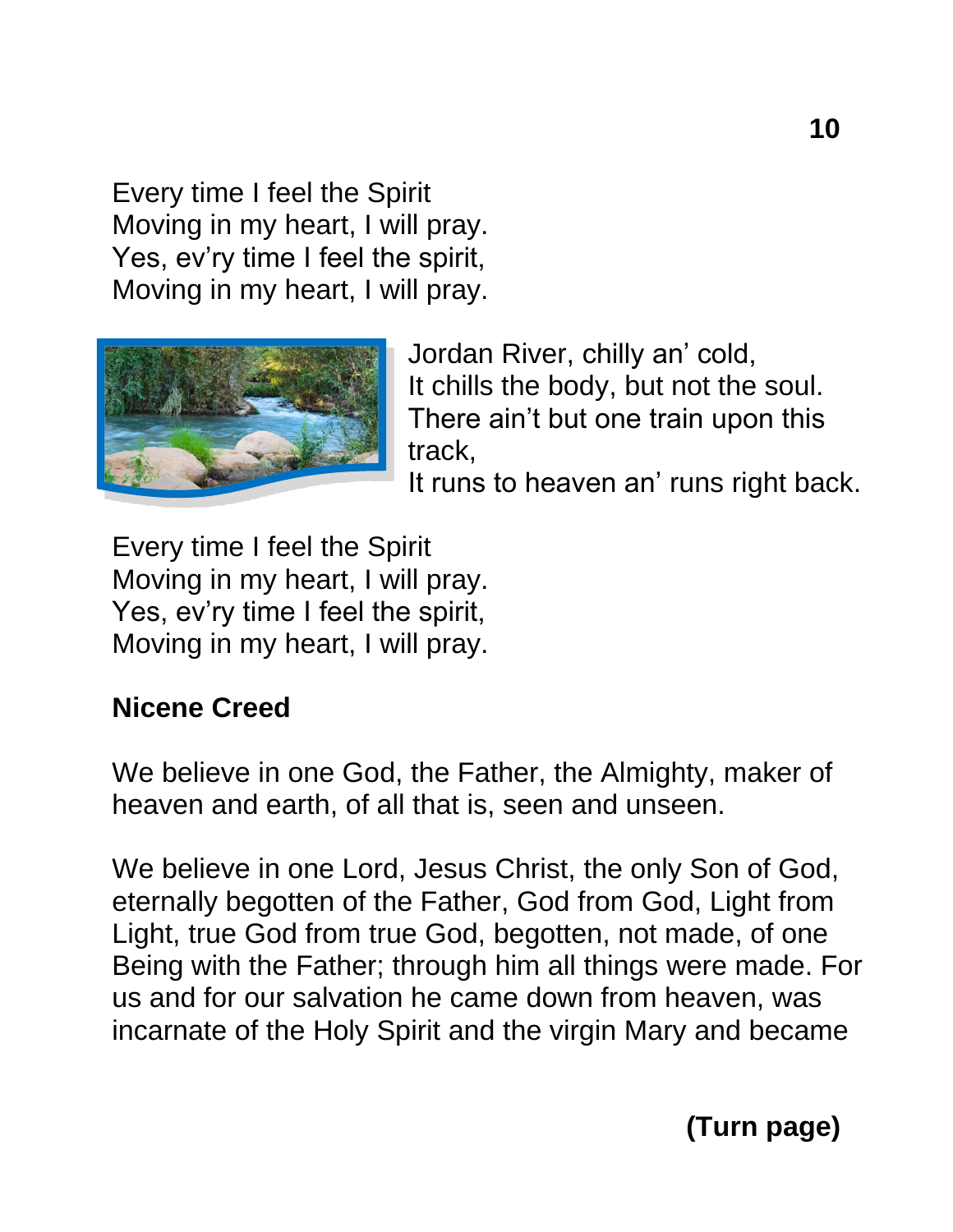Every time I feel the Spirit
Moving in my heart, I will pray.
Yes, ev’ry time I feel the spirit,
Moving in my heart, I will pray.

Jordan River, chilly an’ cold,
It chills the body, but not the soul.
There ain’t but one train upon this track,
It runs to heaven an’ runs right back.

Every time I feel the Spirit
Moving in my heart, I will pray.
Yes, ev’ry time I feel the spirit,
Moving in my heart, I will pray.

**Nicene Creed**

We believe in one God, the Father, the Almighty, maker of heaven and earth, of all that is, seen and unseen.

We believe in one Lord, Jesus Christ, the only Son of God, eternally begotten of the Father, God from God, Light from Light, true God from true God, begotten, not made, of one Being with the Father; through him all things were made. For us and for our salvation he came down from heaven, was incarnate of the Holy Spirit and the virgin Mary and became

**(Turn page)**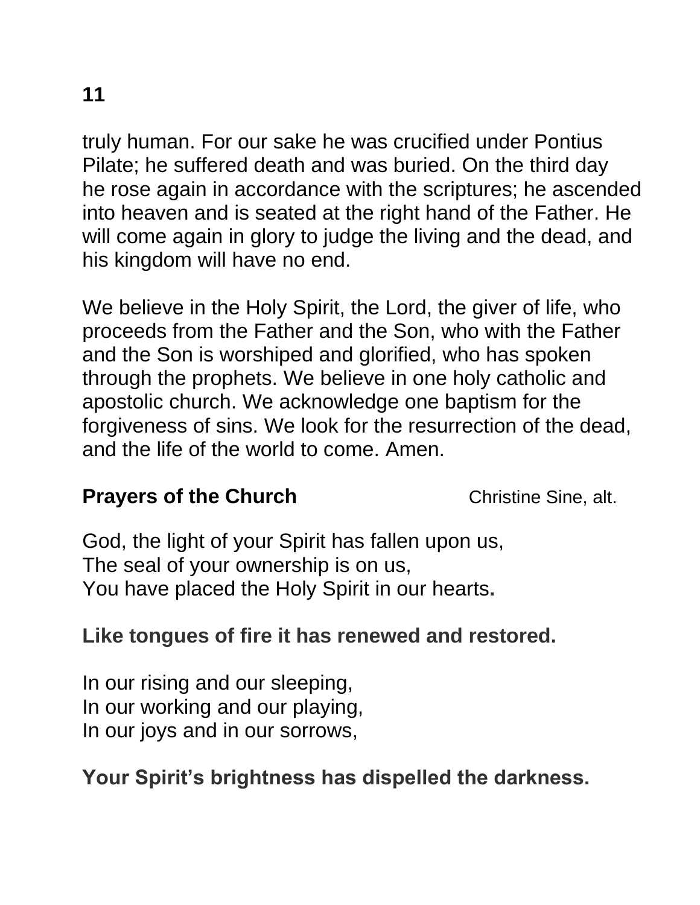truly human. For our sake he was crucified under Pontius Pilate; he suffered death and was buried. On the third day he rose again in accordance with the scriptures; he ascended into heaven and is seated at the right hand of the Father. He will come again in glory to judge the living and the dead, and his kingdom will have no end.

We believe in the Holy Spirit, the Lord, the giver of life, who proceeds from the Father and the Son, who with the Father and the Son is worshiped and glorified, who has spoken through the prophets. We believe in one holy catholic and apostolic church. We acknowledge one baptism for the forgiveness of sins. We look for the resurrection of the dead, and the life of the world to come. Amen.

**Prayers of the Church** Christine Sine, alt.

God, the light of your Spirit has fallen upon us,
The seal of your ownership is on us,
You have placed the Holy Spirit in our hearts**.**

**Like tongues of fire it has renewed and restored.**

In our rising and our sleeping,
In our working and our playing,
In our joys and in our sorrows,

**Your Spirit's brightness has dispelled the darkness.**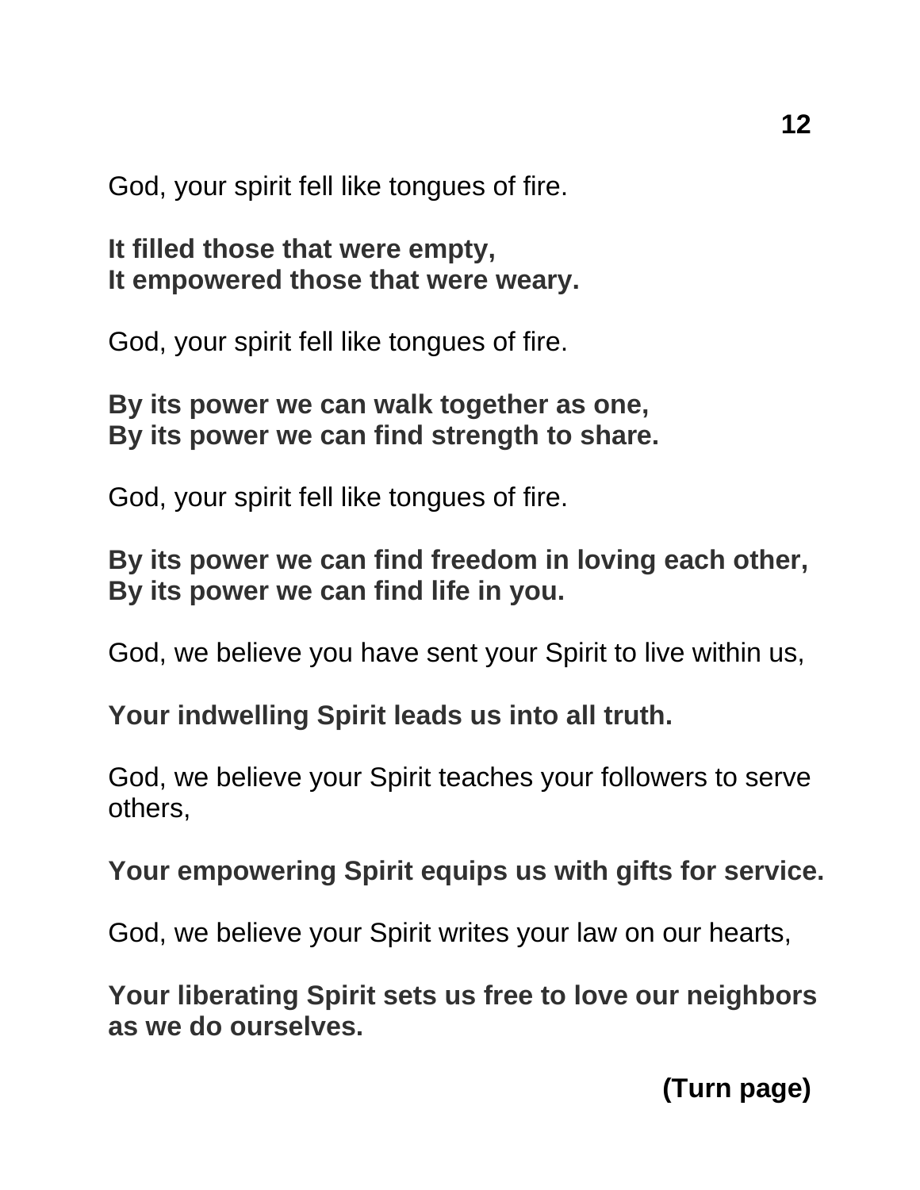God, your spirit fell like tongues of fire.

**It filled those that were empty,**
**It empowered those that were weary.**

God, your spirit fell like tongues of fire.

**By its power we can walk together as one,**
**By its power we can find strength to share.**

God, your spirit fell like tongues of fire.

**By its power we can find freedom in loving each other,**
**By its power we can find life in you.**

God, we believe you have sent your Spirit to live within us,

**Your indwelling Spirit leads us into all truth.**

God, we believe your Spirit teaches your followers to serve others,

**Your empowering Spirit equips us with gifts for service.**

God, we believe your Spirit writes your law on our hearts,

**Your liberating Spirit sets us free to love our neighbors as we do ourselves.**

**(Turn page)**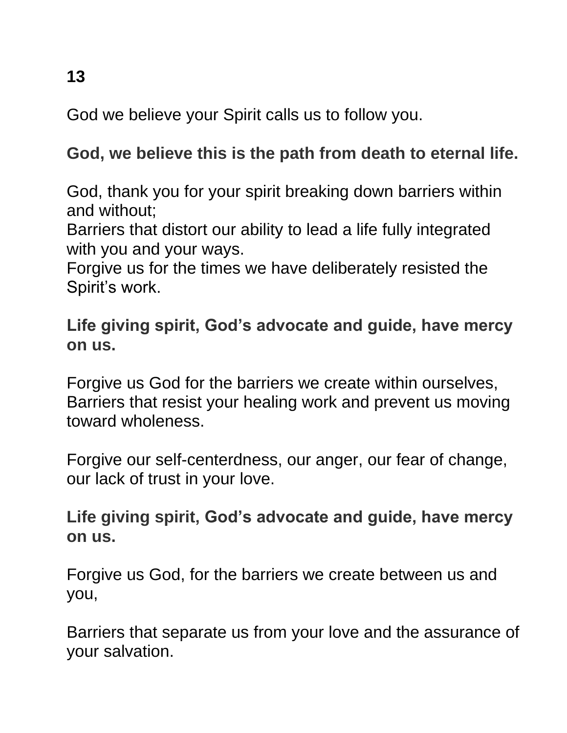**13**

God we believe your Spirit calls us to follow you.

**God, we believe this is the path from death to eternal life.**

God, thank you for your spirit breaking down barriers within and without;
Barriers that distort our ability to lead a life fully integrated with you and your ways.
Forgive us for the times we have deliberately resisted the Spirit's work.

**Life giving spirit, God's advocate and guide, have mercy on us.**

Forgive us God for the barriers we create within ourselves,
Barriers that resist your healing work and prevent us moving toward wholeness.

Forgive our self-centerdness, our anger, our fear of change, our lack of trust in your love.

**Life giving spirit, God's advocate and guide, have mercy on us.**

Forgive us God, for the barriers we create between us and you,

Barriers that separate us from your love and the assurance of your salvation.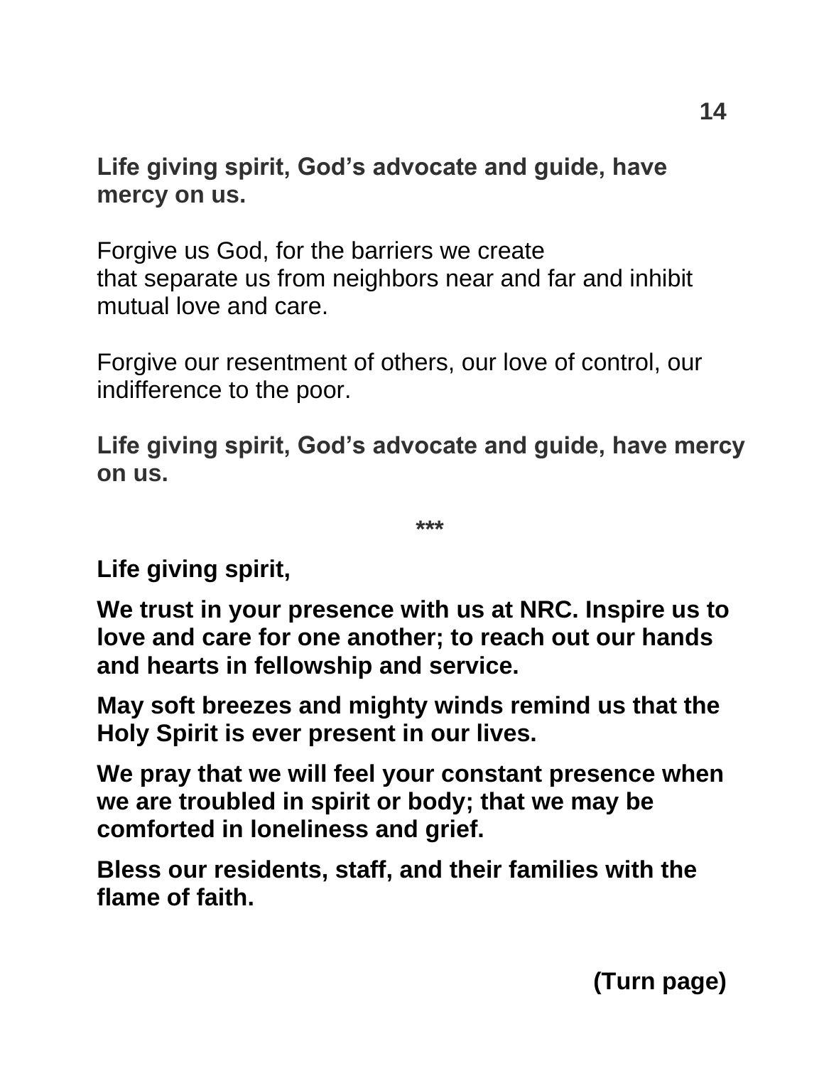**Life giving spirit, God's advocate and guide, have mercy on us.**

Forgive us God, for the barriers we create
that separate us from neighbors near and far and inhibit mutual love and care.

Forgive our resentment of others, our love of control, our indifference to the poor.

**Life giving spirit, God's advocate and guide, have mercy on us.**

***

**Life giving spirit,**

**We trust in your presence with us at NRC. Inspire us to love and care for one another; to reach out our hands and hearts in fellowship and service.**

**May soft breezes and mighty winds remind us that the Holy Spirit is ever present in our lives.**

**We pray that we will feel your constant presence when we are troubled in spirit or body; that we may be comforted in loneliness and grief.**

**Bless our residents, staff, and their families with the flame of faith.**

**(Turn page)**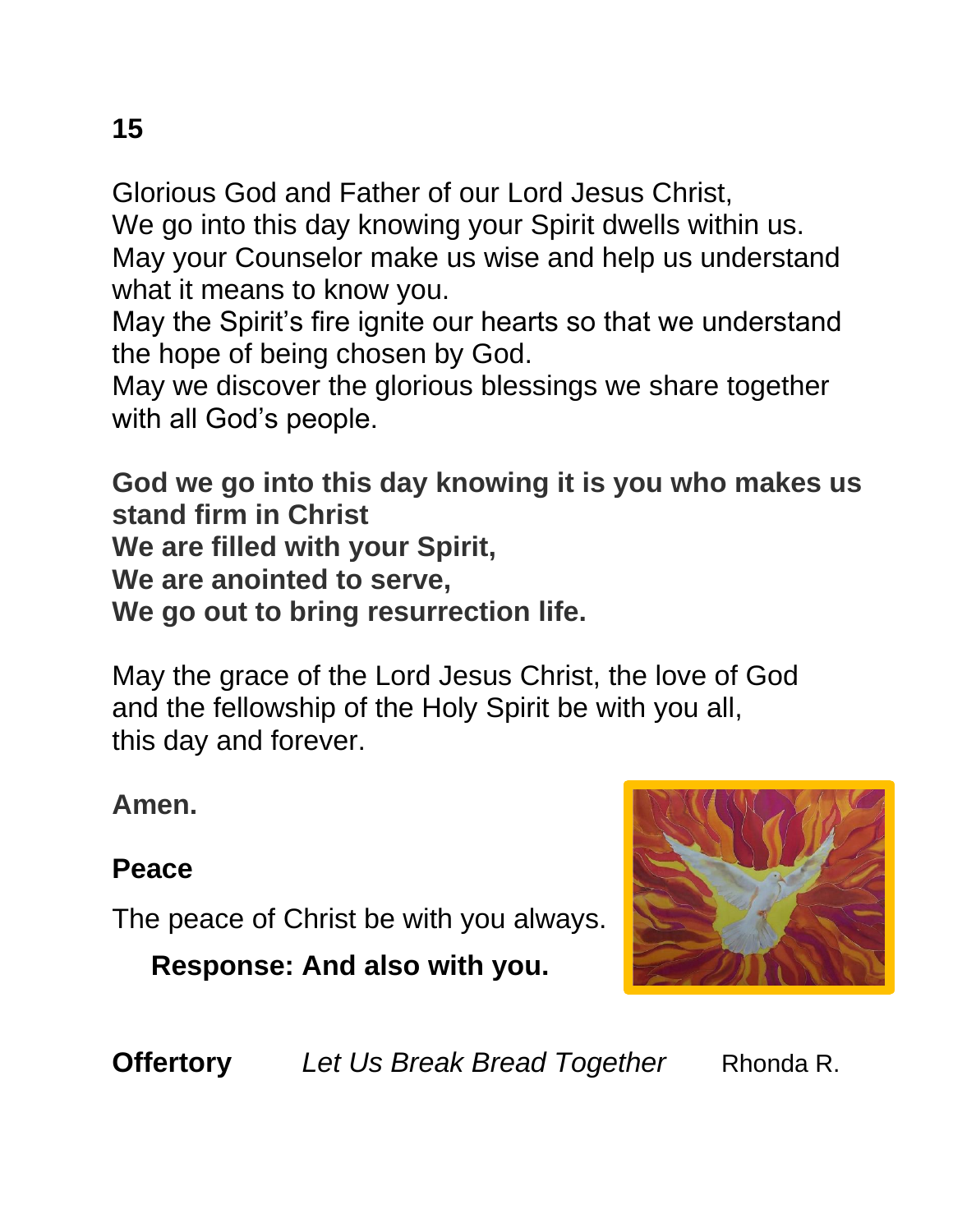Glorious God and Father of our Lord Jesus Christ,
We go into this day knowing your Spirit dwells within us.
May your Counselor make us wise and help us understand what it means to know you.
May the Spirit's fire ignite our hearts so that we understand the hope of being chosen by God.
May we discover the glorious blessings we share together with all God's people.

**God we go into this day knowing it is you who makes us stand firm in Christ**
**We are filled with your Spirit,**
**We are anointed to serve,**
**We go out to bring resurrection life.**

May the grace of the Lord Jesus Christ, the love of God and the fellowship of the Holy Spirit be with you all, this day and forever.

**Amen.**

**Peace**

The peace of Christ be with you always.

**Response: And also with you.**

**Offertory** *Let Us Break Bread Together* Rhonda R.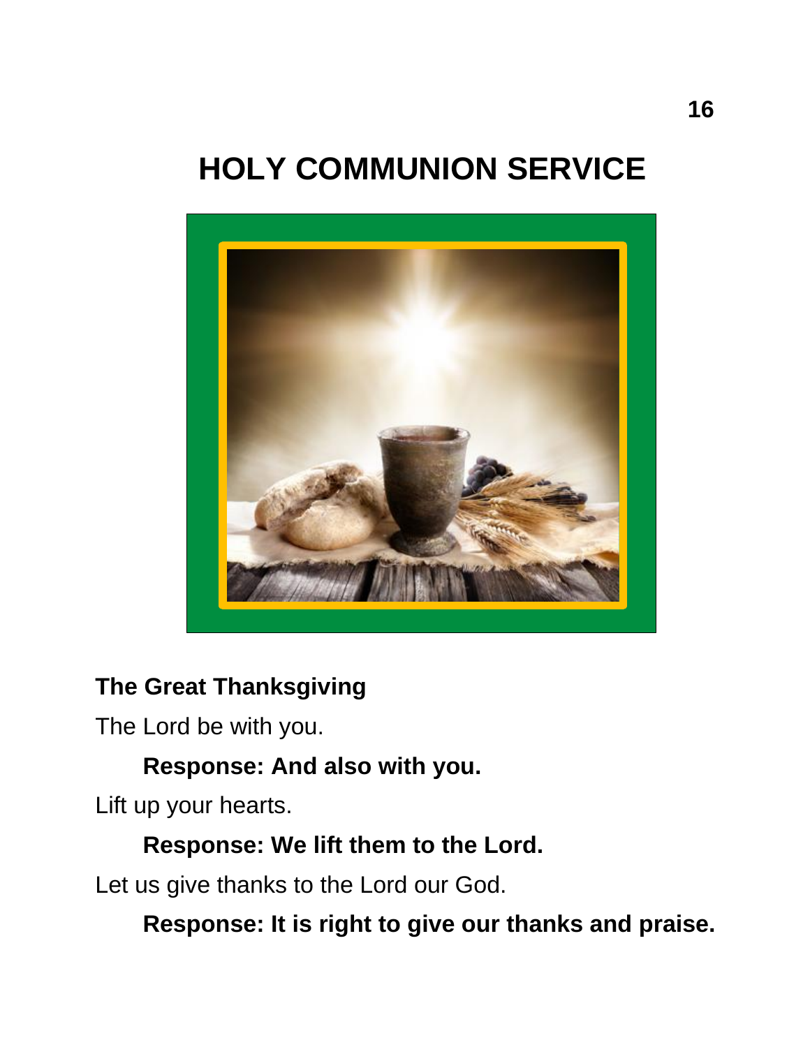# HOLY COMMUNION SERVICE

## The Great Thanksgiving

The Lord be with you.

**Response: And also with you.**

Lift up your hearts.

**Response: We lift them to the Lord.**

Let us give thanks to the Lord our God.

**Response: It is right to give our thanks and praise.**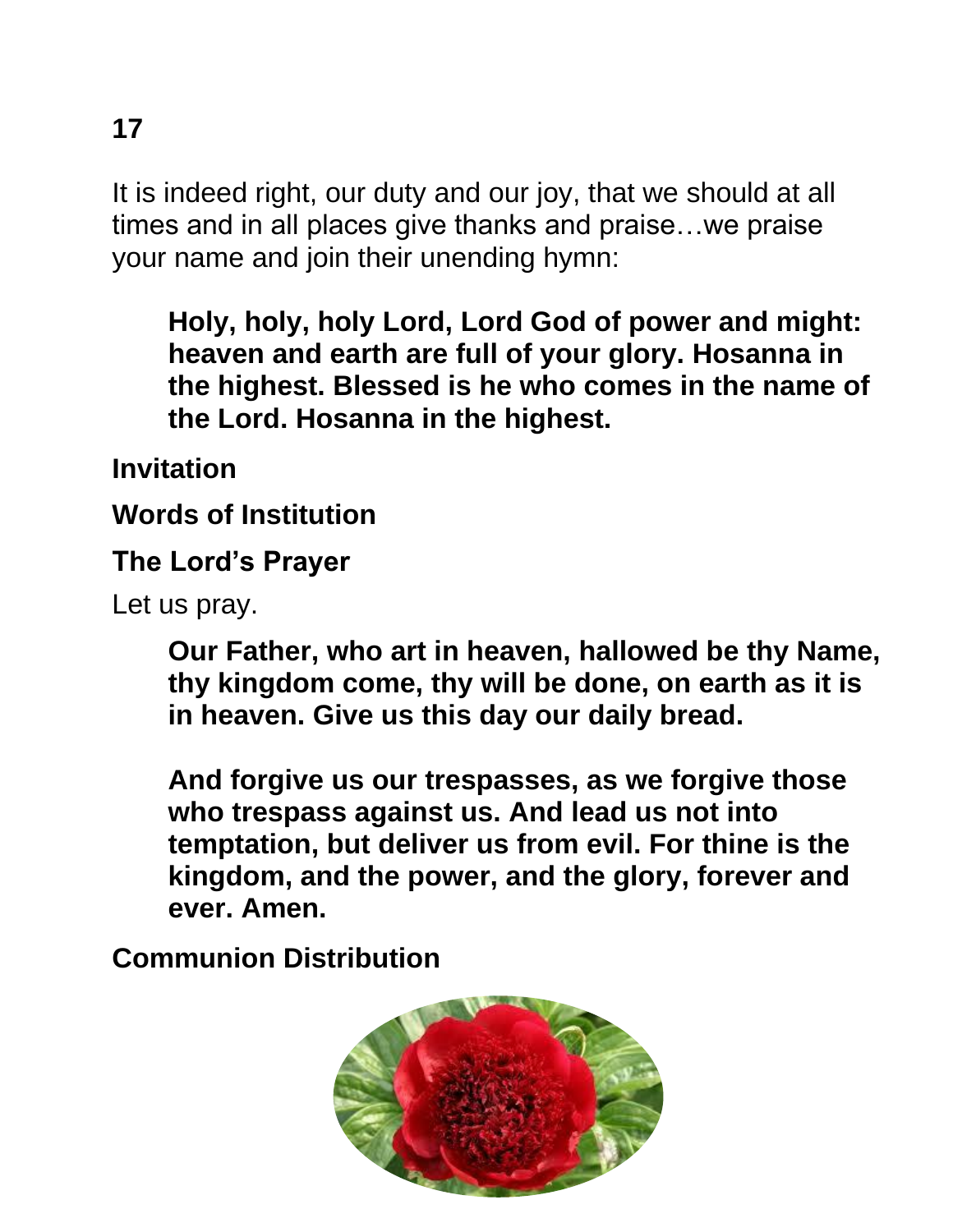It is indeed right, our duty and our joy, that we should at all times and in all places give thanks and praise…we praise your name and join their unending hymn:

> **Holy, holy, holy Lord, Lord God of power and might: heaven and earth are full of your glory. Hosanna in the highest. Blessed is he who comes in the name of the Lord. Hosanna in the highest.**

**Invitation**

**Words of Institution**

**The Lord's Prayer**

Let us pray.

> **Our Father, who art in heaven, hallowed be thy Name, thy kingdom come, thy will be done, on earth as it is in heaven. Give us this day our daily bread.**
>
> **And forgive us our trespasses, as we forgive those who trespass against us. And lead us not into temptation, but deliver us from evil. For thine is the kingdom, and the power, and the glory, forever and ever. Amen.**

**Communion Distribution**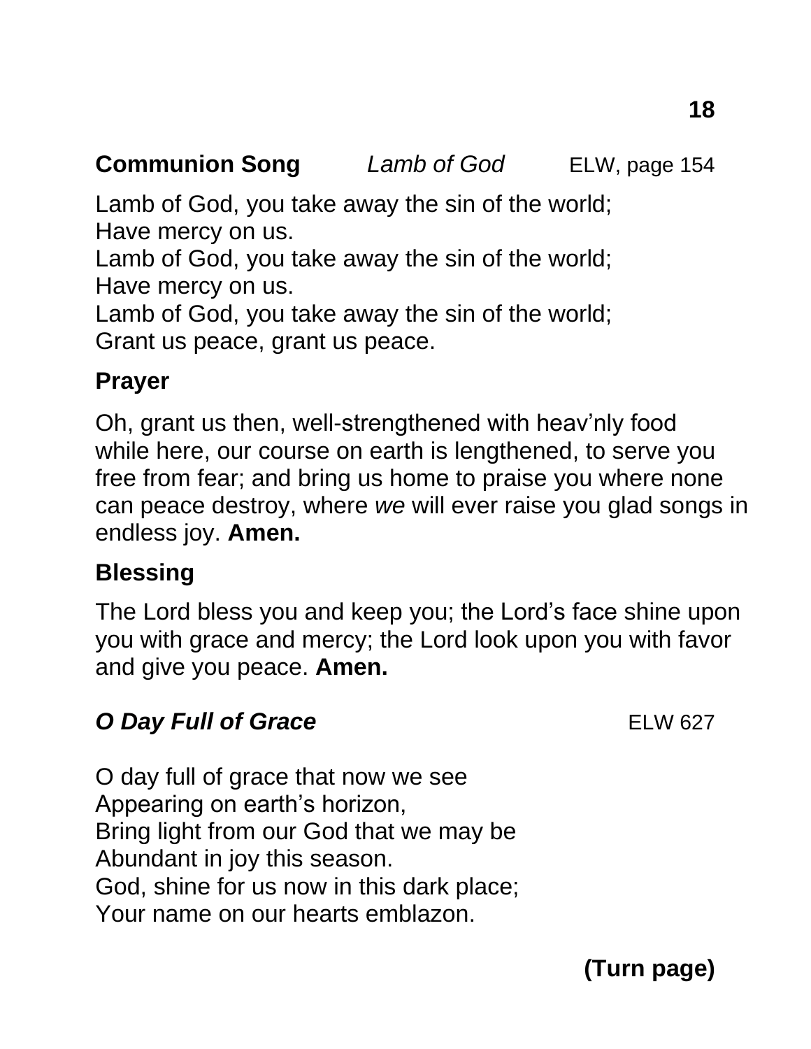**Communion Song** *Lamb of God* ELW, page 154

Lamb of God, you take away the sin of the world;
Have mercy on us.
Lamb of God, you take away the sin of the world;
Have mercy on us.
Lamb of God, you take away the sin of the world;
Grant us peace, grant us peace.

**Prayer**

Oh, grant us then, well-strengthened with heav'nly food while here, our course on earth is lengthened, to serve you free from fear; and bring us home to praise you where none can peace destroy, where *we* will ever raise you glad songs in endless joy. **Amen.**

**Blessing**

The Lord bless you and keep you; the Lord's face shine upon you with grace and mercy; the Lord look upon you with favor and give you peace. **Amen.**

***O Day Full of Grace*** ELW 627

O day full of grace that now we see
Appearing on earth's horizon,
Bring light from our God that we may be
Abundant in joy this season.
God, shine for us now in this dark place;
Your name on our hearts emblazon.

**(Turn page)**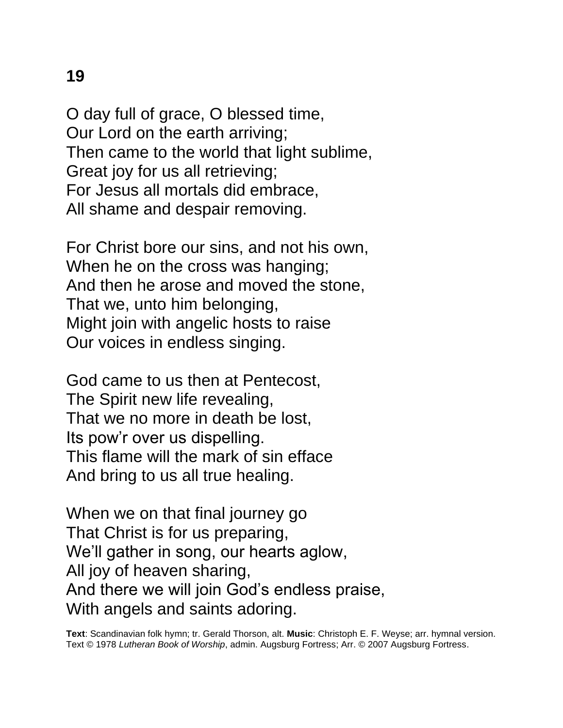**19**

O day full of grace, O blessed time,
Our Lord on the earth arriving;
Then came to the world that light sublime,
Great joy for us all retrieving;
For Jesus all mortals did embrace,
All shame and despair removing.

For Christ bore our sins, and not his own,
When he on the cross was hanging;
And then he arose and moved the stone,
That we, unto him belonging,
Might join with angelic hosts to raise
Our voices in endless singing.

God came to us then at Pentecost,
The Spirit new life revealing,
That we no more in death be lost,
Its pow’r over us dispelling.
This flame will the mark of sin efface
And bring to us all true healing.

When we on that final journey go
That Christ is for us preparing,
We’ll gather in song, our hearts aglow,
All joy of heaven sharing,
And there we will join God’s endless praise,
With angels and saints adoring.

**Text**: Scandinavian folk hymn; tr. Gerald Thorson, alt. **Music**: Christoph E. F. Weyse; arr. hymnal version.
Text © 1978 *Lutheran Book of Worship*, admin. Augsburg Fortress; Arr. © 2007 Augsburg Fortress.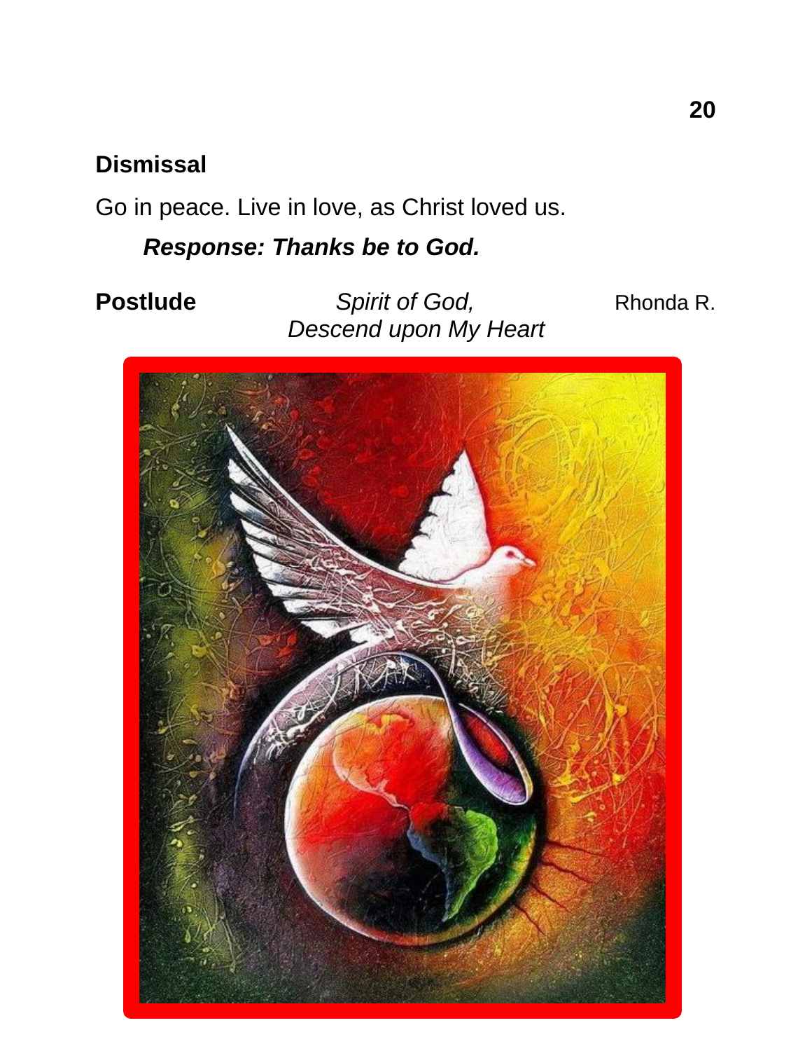**Dismissal**

Go in peace. Live in love, as Christ loved us.

***Response: Thanks be to God.***

**Postlude** *Spirit of God, Descend upon My Heart* Rhonda R.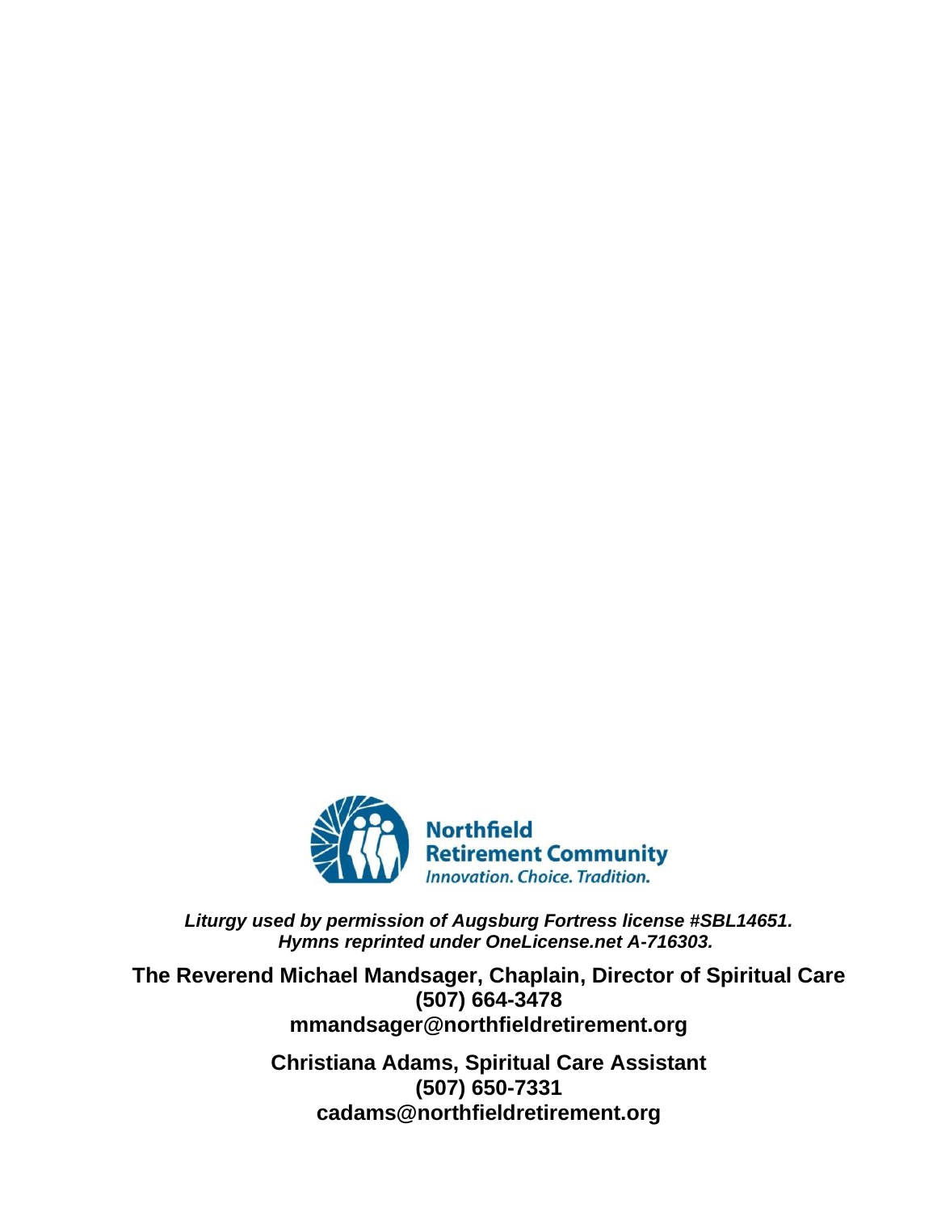Northfield Retirement Community

*Innovation. Choice. Tradition.*

***Liturgy used by permission of Augsburg Fortress license #SBL14651.***
***Hymns reprinted under OneLicense.net A-716303.***

**The Reverend Michael Mandsager, Chaplain, Director of Spiritual Care**
**(507) 664-3478**
**mmandsager@northfieldretirement.org**

**Christiana Adams, Spiritual Care Assistant**
**(507) 650-7331**
**cadams@northfieldretirement.org**